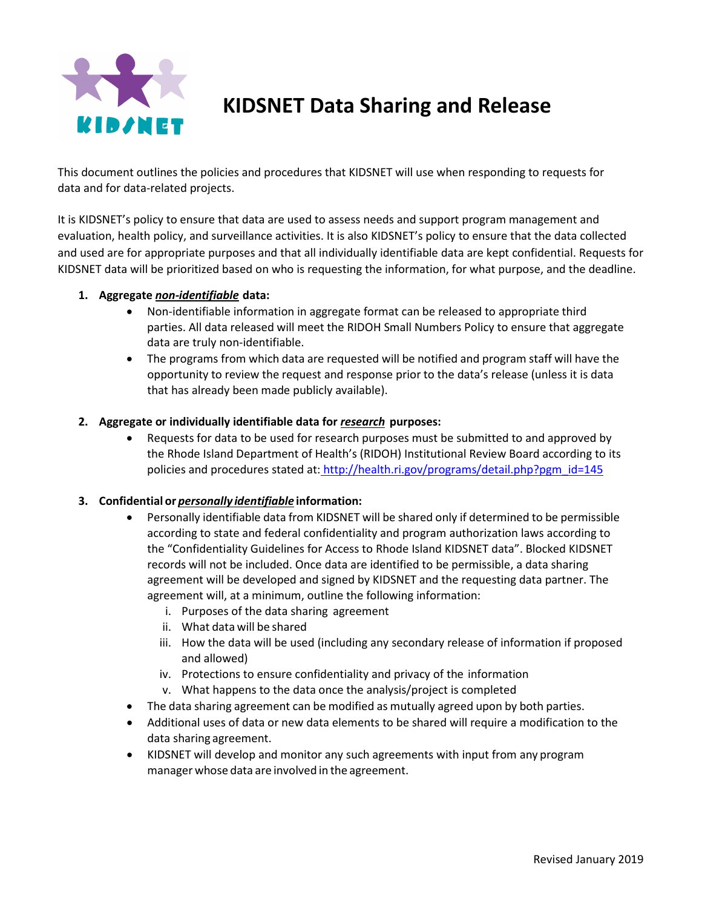# KIDSNET Data Sharing and Release

This document outlines the policies and procedures that KIDSNET will use when responding to requests for data and for data-related projects.

It is KIDSNET's policy to ensure that data are used to assess needs and support program management and evaluation, health policy, and surveillance activities. It is also KIDSNET's policy to ensure that the data collected and used are for appropriate purposes and that all individually identifiable data are kept confidential. Requests for KIDSNET data will be prioritized based on who is requesting the information, for what purpose, and the deadline.

1. **Aggregate *non-identifiable* data:**
   - Non-identifiable information in aggregate format can be released to appropriate third parties. All data released will meet the RIDOH Small Numbers Policy to ensure that aggregate data are truly non-identifiable.
   - The programs from which data are requested will be notified and program staff will have the opportunity to review the request and response prior to the data's release (unless it is data that has already been made publicly available).

2. **Aggregate or individually identifiable data for *research* purposes:**
   - Requests for data to be used for research purposes must be submitted to and approved by the Rhode Island Department of Health's (RIDOH) Institutional Review Board according to its policies and procedures stated at: http://health.ri.gov/programs/detail.php?pgm_id=145

3. **Confidential or *personally identifiable* information:**
   - Personally identifiable data from KIDSNET will be shared only if determined to be permissible according to state and federal confidentiality and program authorization laws according to the "Confidentiality Guidelines for Access to Rhode Island KIDSNET data". Blocked KIDSNET records will not be included. Once data are identified to be permissible, a data sharing agreement will be developed and signed by KIDSNET and the requesting data partner. The agreement will, at a minimum, outline the following information:
     1. Purposes of the data sharing agreement
     2. What data will be shared
     3. How the data will be used (including any secondary release of information if proposed and allowed)
     4. Protections to ensure confidentiality and privacy of the information
     5. What happens to the data once the analysis/project is completed
   - The data sharing agreement can be modified as mutually agreed upon by both parties.
   - Additional uses of data or new data elements to be shared will require a modification to the data sharing agreement.
   - KIDSNET will develop and monitor any such agreements with input from any program manager whose data are involved in the agreement.

Revised January 2019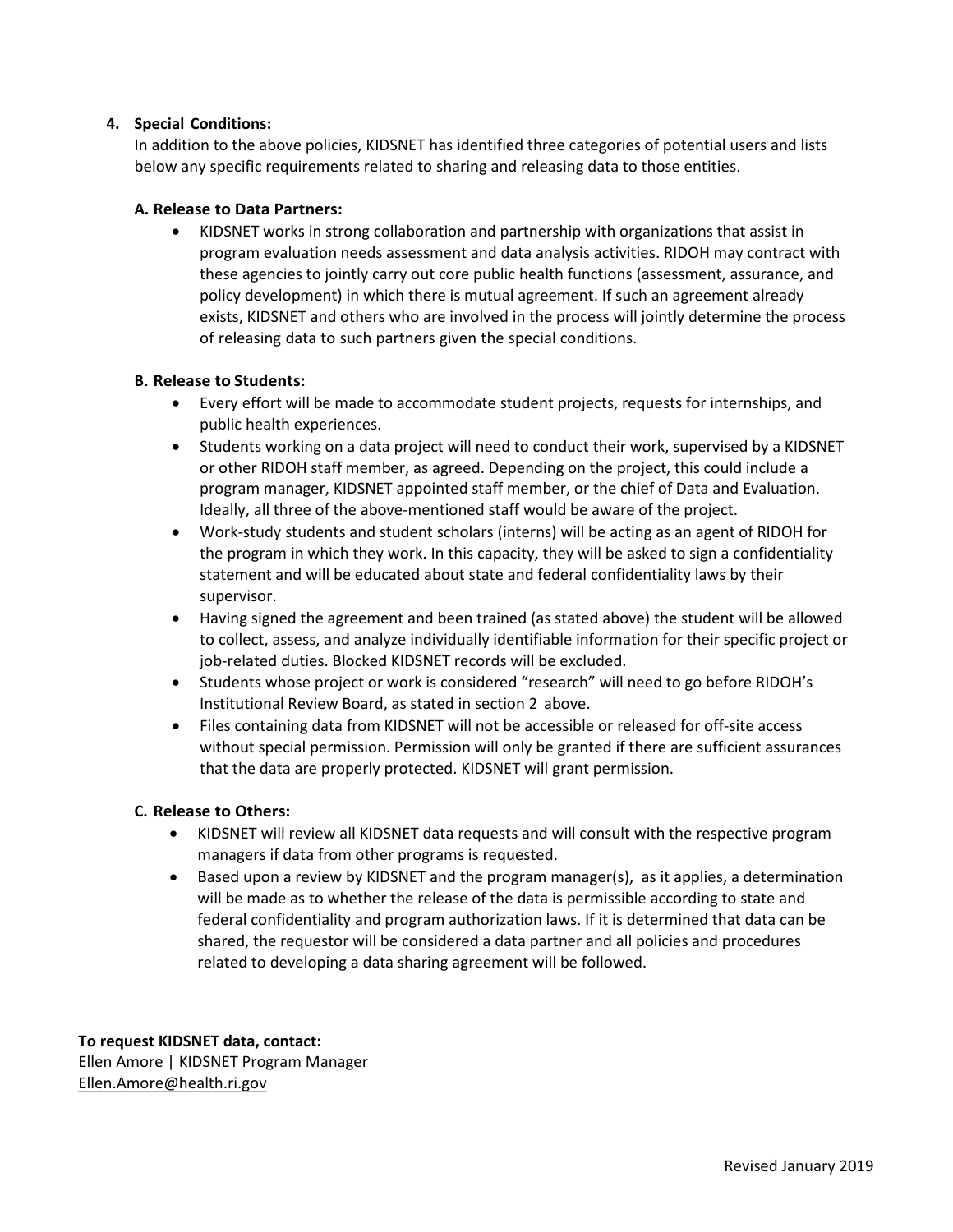4. **Special Conditions:**

   In addition to the above policies, KIDSNET has identified three categories of potential users and lists below any specific requirements related to sharing and releasing data to those entities.

   **A. Release to Data Partners:**

   - KIDSNET works in strong collaboration and partnership with organizations that assist in program evaluation needs assessment and data analysis activities. RIDOH may contract with these agencies to jointly carry out core public health functions (assessment, assurance, and policy development) in which there is mutual agreement. If such an agreement already exists, KIDSNET and others who are involved in the process will jointly determine the process of releasing data to such partners given the special conditions.

   **B. Release to Students:**

   - Every effort will be made to accommodate student projects, requests for internships, and public health experiences.
   - Students working on a data project will need to conduct their work, supervised by a KIDSNET or other RIDOH staff member, as agreed. Depending on the project, this could include a program manager, KIDSNET appointed staff member, or the chief of Data and Evaluation. Ideally, all three of the above-mentioned staff would be aware of the project.
   - Work-study students and student scholars (interns) will be acting as an agent of RIDOH for the program in which they work. In this capacity, they will be asked to sign a confidentiality statement and will be educated about state and federal confidentiality laws by their supervisor.
   - Having signed the agreement and been trained (as stated above) the student will be allowed to collect, assess, and analyze individually identifiable information for their specific project or job-related duties. Blocked KIDSNET records will be excluded.
   - Students whose project or work is considered "research" will need to go before RIDOH's Institutional Review Board, as stated in section 2 above.
   - Files containing data from KIDSNET will not be accessible or released for off-site access without special permission. Permission will only be granted if there are sufficient assurances that the data are properly protected. KIDSNET will grant permission.

   **C. Release to Others:**

   - KIDSNET will review all KIDSNET data requests and will consult with the respective program managers if data from other programs is requested.
   - Based upon a review by KIDSNET and the program manager(s), as it applies, a determination will be made as to whether the release of the data is permissible according to state and federal confidentiality and program authorization laws. If it is determined that data can be shared, the requestor will be considered a data partner and all policies and procedures related to developing a data sharing agreement will be followed.

**To request KIDSNET data, contact:**
Ellen Amore | KIDSNET Program Manager
Ellen.Amore@health.ri.gov

Revised January 2019